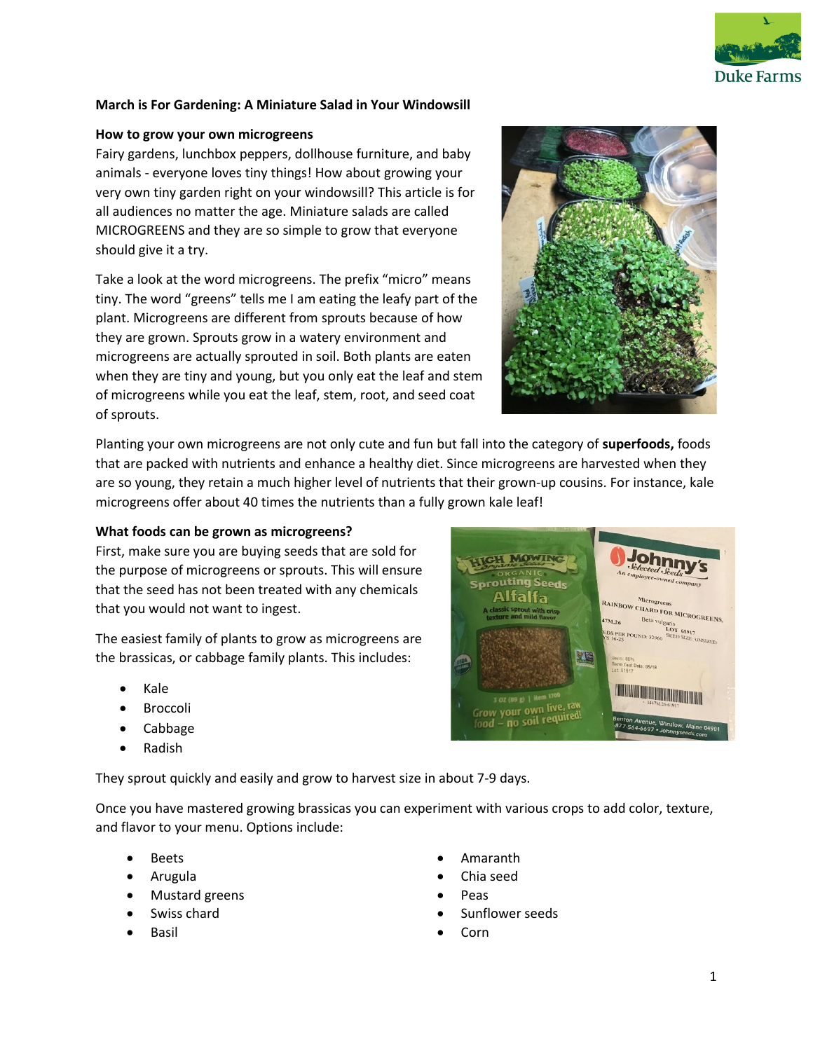## March is For Gardening: A Miniature Salad in Your Windowsill

### How to grow your own microgreens

Fairy gardens, lunchbox peppers, dollhouse furniture, and baby animals - everyone loves tiny things! How about growing your very own tiny garden right on your windowsill? This article is for all audiences no matter the age. Miniature salads are called MICROGREENS and they are so simple to grow that everyone should give it a try.

Take a look at the word microgreens. The prefix "micro" means tiny. The word "greens" tells me I am eating the leafy part of the plant. Microgreens are different from sprouts because of how they are grown. Sprouts grow in a watery environment and microgreens are actually sprouted in soil. Both plants are eaten when they are tiny and young, but you only eat the leaf and stem of microgreens while you eat the leaf, stem, root, and seed coat of sprouts.

Planting your own microgreens are not only cute and fun but fall into the category of **superfoods,** foods that are packed with nutrients and enhance a healthy diet. Since microgreens are harvested when they are so young, they retain a much higher level of nutrients that their grown-up cousins. For instance, kale microgreens offer about 40 times the nutrients than a fully grown kale leaf!

### What foods can be grown as microgreens?

First, make sure you are buying seeds that are sold for the purpose of microgreens or sprouts. This will ensure that the seed has not been treated with any chemicals that you would not want to ingest.

The easiest family of plants to grow as microgreens are the brassicas, or cabbage family plants. This includes:

- Kale
- Broccoli
- Cabbage
- Radish

They sprout quickly and easily and grow to harvest size in about 7-9 days.

Once you have mastered growing brassicas you can experiment with various crops to add color, texture, and flavor to your menu. Options include:

- Beets
- Arugula
- Mustard greens
- Swiss chard
- Basil
- Amaranth
- Chia seed
- Peas
- Sunflower seeds
- Corn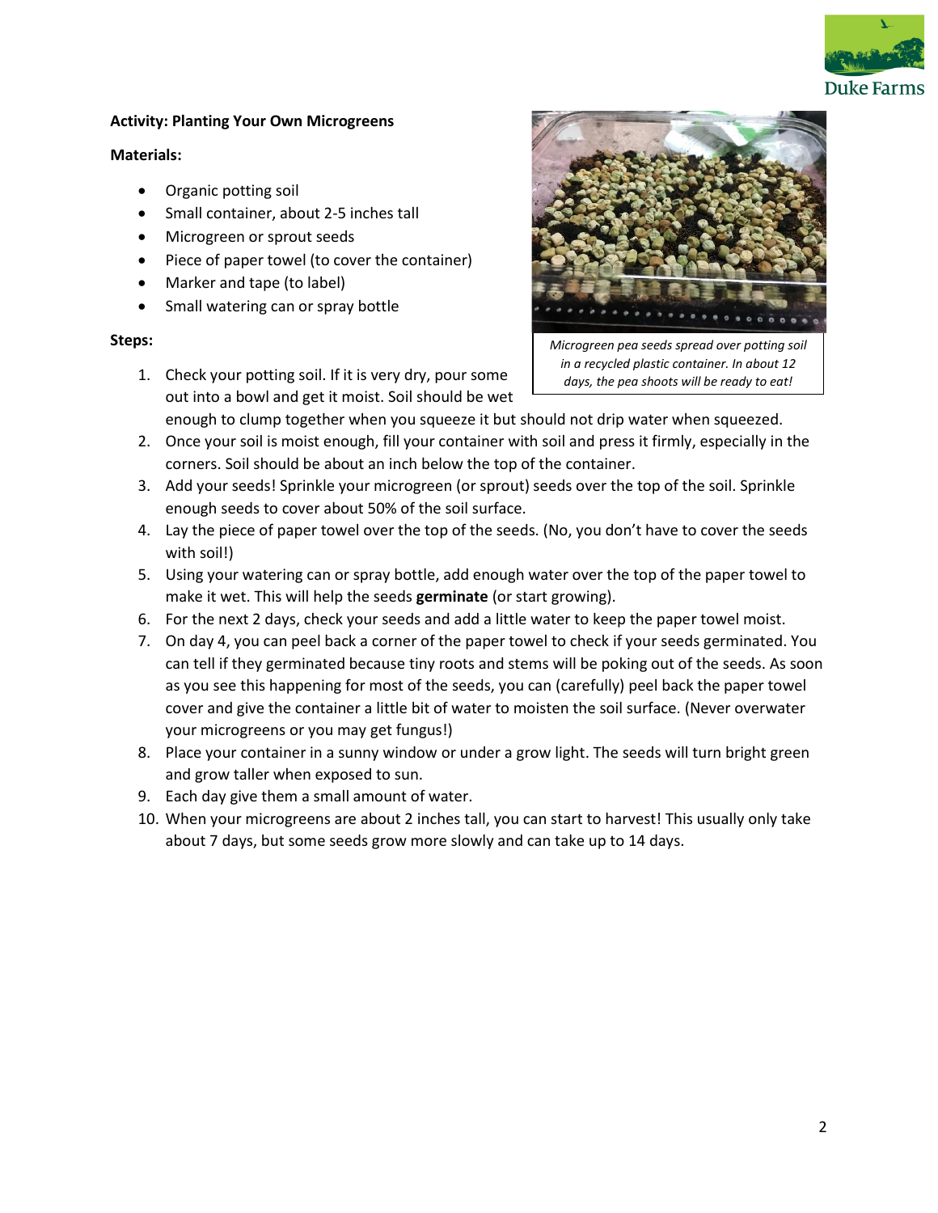**Activity: Planting Your Own Microgreens**

**Materials:**

- Organic potting soil
- Small container, about 2-5 inches tall
- Microgreen or sprout seeds
- Piece of paper towel (to cover the container)
- Marker and tape (to label)
- Small watering can or spray bottle

*Microgreen pea seeds spread over potting soil in a recycled plastic container. In about 12 days, the pea shoots will be ready to eat!*

**Steps:**

1. Check your potting soil. If it is very dry, pour some out into a bowl and get it moist. Soil should be wet enough to clump together when you squeeze it but should not drip water when squeezed.
2. Once your soil is moist enough, fill your container with soil and press it firmly, especially in the corners. Soil should be about an inch below the top of the container.
3. Add your seeds! Sprinkle your microgreen (or sprout) seeds over the top of the soil. Sprinkle enough seeds to cover about 50% of the soil surface.
4. Lay the piece of paper towel over the top of the seeds. (No, you don't have to cover the seeds with soil!)
5. Using your watering can or spray bottle, add enough water over the top of the paper towel to make it wet. This will help the seeds **germinate** (or start growing).
6. For the next 2 days, check your seeds and add a little water to keep the paper towel moist.
7. On day 4, you can peel back a corner of the paper towel to check if your seeds germinated. You can tell if they germinated because tiny roots and stems will be poking out of the seeds. As soon as you see this happening for most of the seeds, you can (carefully) peel back the paper towel cover and give the container a little bit of water to moisten the soil surface. (Never overwater your microgreens or you may get fungus!)
8. Place your container in a sunny window or under a grow light. The seeds will turn bright green and grow taller when exposed to sun.
9. Each day give them a small amount of water.
10. When your microgreens are about 2 inches tall, you can start to harvest! This usually only take about 7 days, but some seeds grow more slowly and can take up to 14 days.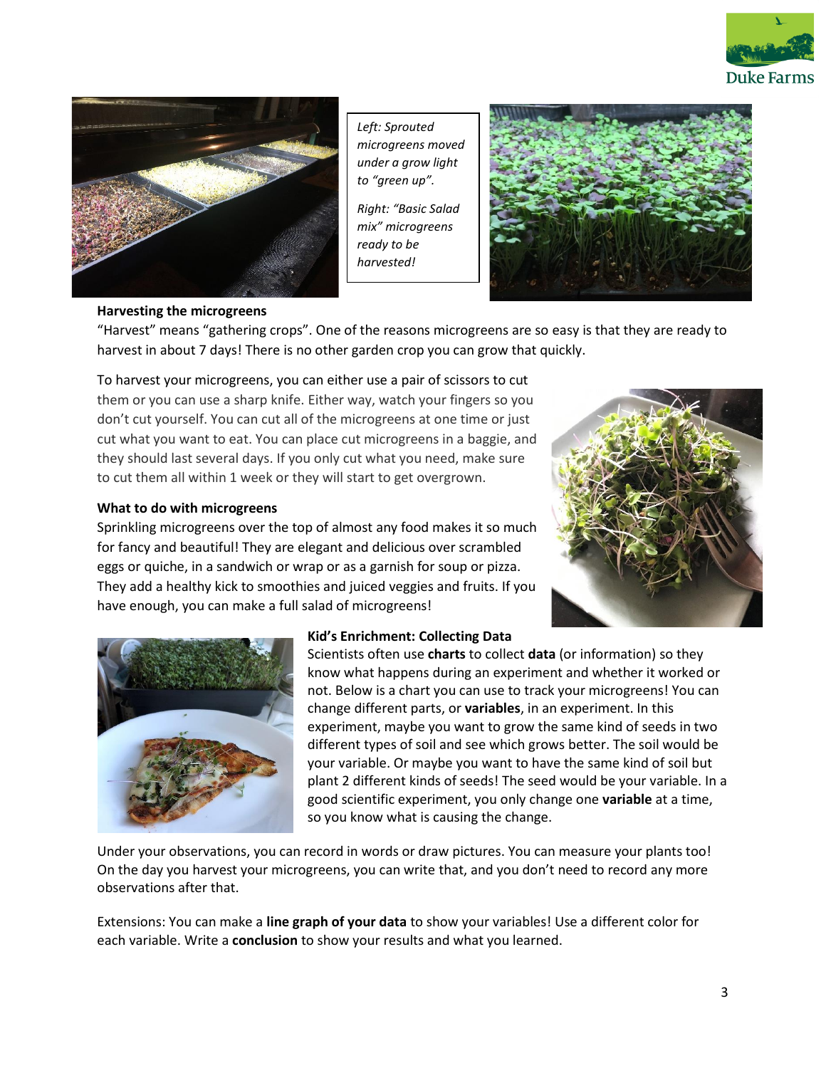*Left: Sprouted microgreens moved under a grow light to "green up".*

*Right: "Basic Salad mix" microgreens ready to be harvested!*

### Harvesting the microgreens

"Harvest" means "gathering crops". One of the reasons microgreens are so easy is that they are ready to harvest in about 7 days! There is no other garden crop you can grow that quickly.

To harvest your microgreens, you can either use a pair of scissors to cut them or you can use a sharp knife. Either way, watch your fingers so you don't cut yourself. You can cut all of the microgreens at one time or just cut what you want to eat. You can place cut microgreens in a baggie, and they should last several days. If you only cut what you need, make sure to cut them all within 1 week or they will start to get overgrown.

### What to do with microgreens

Sprinkling microgreens over the top of almost any food makes it so much for fancy and beautiful! They are elegant and delicious over scrambled eggs or quiche, in a sandwich or wrap or as a garnish for soup or pizza. They add a healthy kick to smoothies and juiced veggies and fruits. If you have enough, you can make a full salad of microgreens!

### Kid's Enrichment: Collecting Data

Scientists often use **charts** to collect **data** (or information) so they know what happens during an experiment and whether it worked or not. Below is a chart you can use to track your microgreens! You can change different parts, or **variables**, in an experiment. In this experiment, maybe you want to grow the same kind of seeds in two different types of soil and see which grows better. The soil would be your variable. Or maybe you want to have the same kind of soil but plant 2 different kinds of seeds! The seed would be your variable. In a good scientific experiment, you only change one **variable** at a time, so you know what is causing the change.

Under your observations, you can record in words or draw pictures. You can measure your plants too! On the day you harvest your microgreens, you can write that, and you don't need to record any more observations after that.

Extensions: You can make a **line graph of your data** to show your variables! Use a different color for each variable. Write a **conclusion** to show your results and what you learned.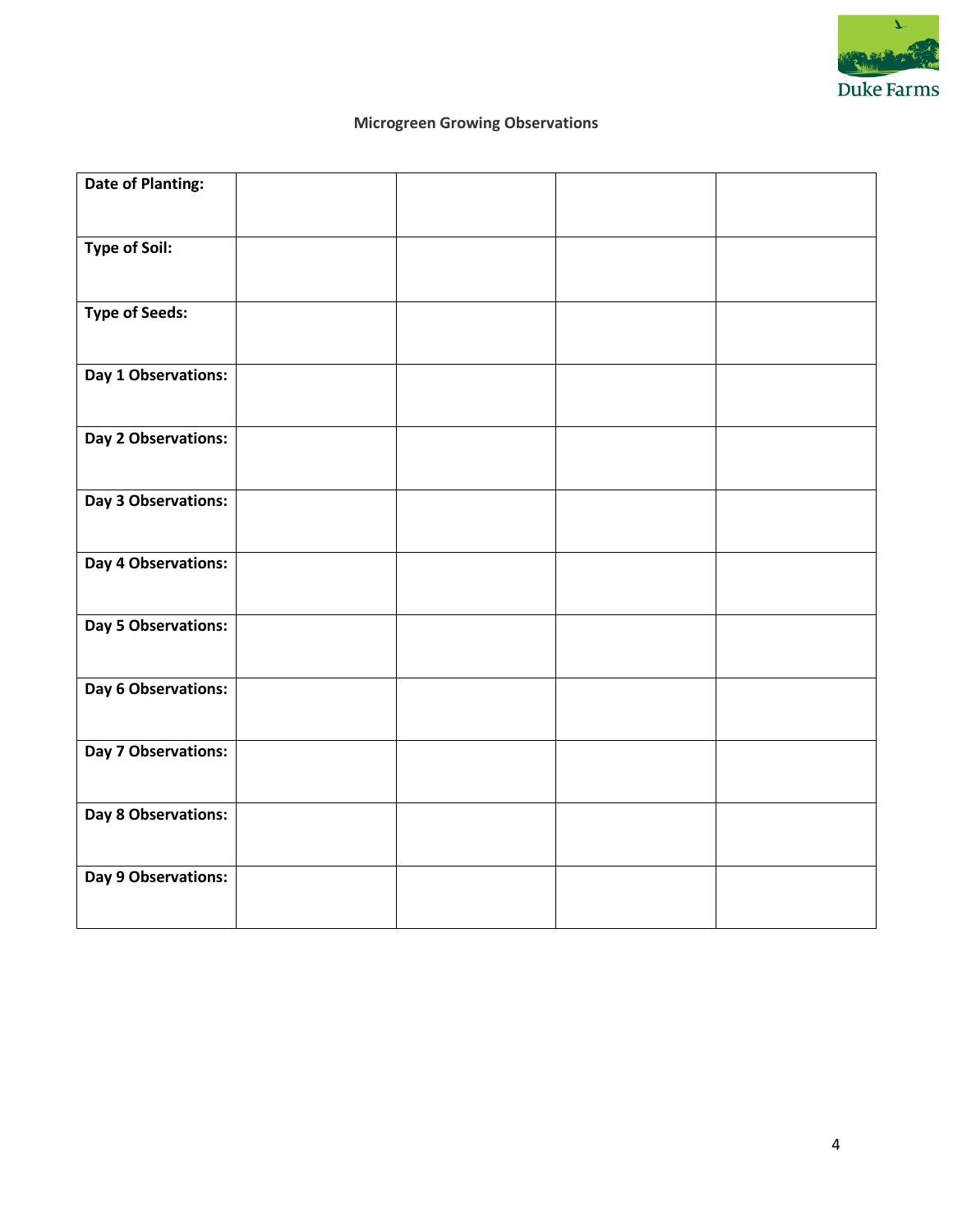**Microgreen Growing Observations**

| | | | | |
|---|---|---|---|---|
| **Date of Planting:** | | | | |
| **Type of Soil:** | | | | |
| **Type of Seeds:** | | | | |
| **Day 1 Observations:** | | | | |
| **Day 2 Observations:** | | | | |
| **Day 3 Observations:** | | | | |
| **Day 4 Observations:** | | | | |
| **Day 5 Observations:** | | | | |
| **Day 6 Observations:** | | | | |
| **Day 7 Observations:** | | | | |
| **Day 8 Observations:** | | | | |
| **Day 9 Observations:** | | | | |